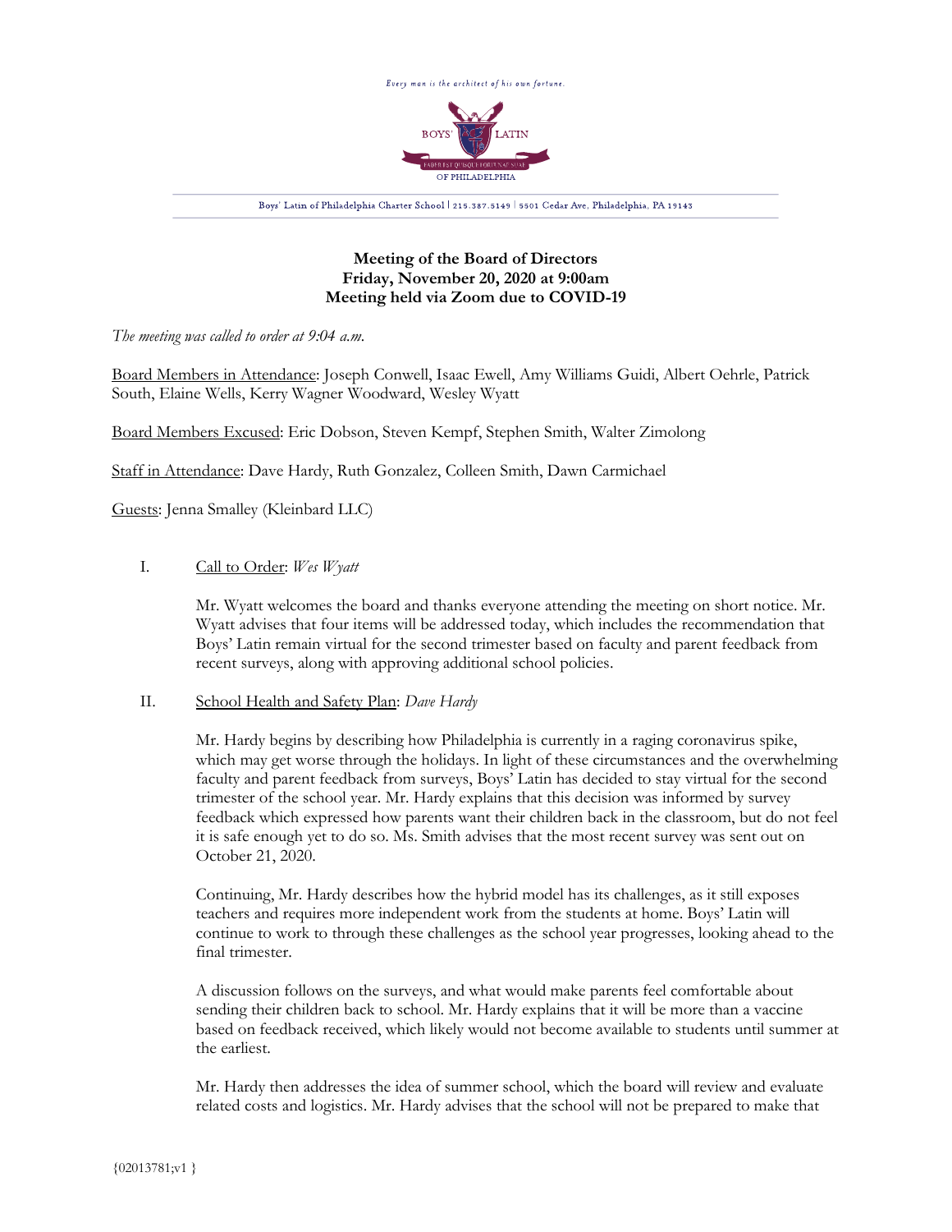Every man is the architect of his own fortune.

Boys' Latin of Philadelphia Charter School | 215.387.5149 | 5501 Cedar Ave, Philadelphia, PA 19143

**Meeting of the Board of Directors**
**Friday, November 20, 2020 at 9:00am**
**Meeting held via Zoom due to COVID-19**

*The meeting was called to order at 9:04 a.m.*

Board Members in Attendance: Joseph Conwell, Isaac Ewell, Amy Williams Guidi, Albert Oehrle, Patrick South, Elaine Wells, Kerry Wagner Woodward, Wesley Wyatt

Board Members Excused: Eric Dobson, Steven Kempf, Stephen Smith, Walter Zimolong

Staff in Attendance: Dave Hardy, Ruth Gonzalez, Colleen Smith, Dawn Carmichael

Guests: Jenna Smalley (Kleinbard LLC)

I. Call to Order: *Wes Wyatt*

Mr. Wyatt welcomes the board and thanks everyone attending the meeting on short notice. Mr. Wyatt advises that four items will be addressed today, which includes the recommendation that Boys' Latin remain virtual for the second trimester based on faculty and parent feedback from recent surveys, along with approving additional school policies.

II. School Health and Safety Plan: *Dave Hardy*

Mr. Hardy begins by describing how Philadelphia is currently in a raging coronavirus spike, which may get worse through the holidays. In light of these circumstances and the overwhelming faculty and parent feedback from surveys, Boys' Latin has decided to stay virtual for the second trimester of the school year. Mr. Hardy explains that this decision was informed by survey feedback which expressed how parents want their children back in the classroom, but do not feel it is safe enough yet to do so. Ms. Smith advises that the most recent survey was sent out on October 21, 2020.

Continuing, Mr. Hardy describes how the hybrid model has its challenges, as it still exposes teachers and requires more independent work from the students at home. Boys' Latin will continue to work to through these challenges as the school year progresses, looking ahead to the final trimester.

A discussion follows on the surveys, and what would make parents feel comfortable about sending their children back to school. Mr. Hardy explains that it will be more than a vaccine based on feedback received, which likely would not become available to students until summer at the earliest.

Mr. Hardy then addresses the idea of summer school, which the board will review and evaluate related costs and logistics. Mr. Hardy advises that the school will not be prepared to make that

{02013781;v1 }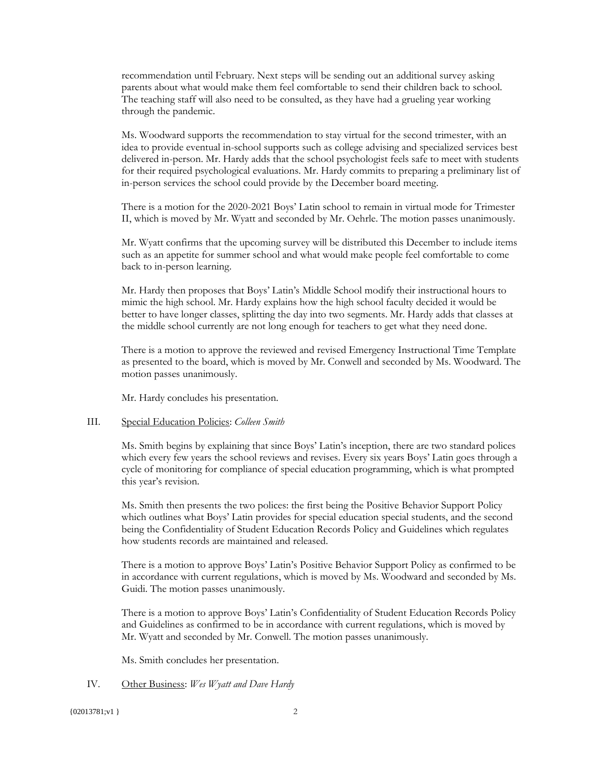recommendation until February. Next steps will be sending out an additional survey asking parents about what would make them feel comfortable to send their children back to school. The teaching staff will also need to be consulted, as they have had a grueling year working through the pandemic.

Ms. Woodward supports the recommendation to stay virtual for the second trimester, with an idea to provide eventual in-school supports such as college advising and specialized services best delivered in-person. Mr. Hardy adds that the school psychologist feels safe to meet with students for their required psychological evaluations. Mr. Hardy commits to preparing a preliminary list of in-person services the school could provide by the December board meeting.

There is a motion for the 2020-2021 Boys' Latin school to remain in virtual mode for Trimester II, which is moved by Mr. Wyatt and seconded by Mr. Oehrle. The motion passes unanimously.

Mr. Wyatt confirms that the upcoming survey will be distributed this December to include items such as an appetite for summer school and what would make people feel comfortable to come back to in-person learning.

Mr. Hardy then proposes that Boys' Latin's Middle School modify their instructional hours to mimic the high school. Mr. Hardy explains how the high school faculty decided it would be better to have longer classes, splitting the day into two segments. Mr. Hardy adds that classes at the middle school currently are not long enough for teachers to get what they need done.

There is a motion to approve the reviewed and revised Emergency Instructional Time Template as presented to the board, which is moved by Mr. Conwell and seconded by Ms. Woodward. The motion passes unanimously.

Mr. Hardy concludes his presentation.

III. Special Education Policies: *Colleen Smith*

Ms. Smith begins by explaining that since Boys' Latin's inception, there are two standard polices which every few years the school reviews and revises. Every six years Boys' Latin goes through a cycle of monitoring for compliance of special education programming, which is what prompted this year's revision.

Ms. Smith then presents the two polices: the first being the Positive Behavior Support Policy which outlines what Boys' Latin provides for special education special students, and the second being the Confidentiality of Student Education Records Policy and Guidelines which regulates how students records are maintained and released.

There is a motion to approve Boys' Latin's Positive Behavior Support Policy as confirmed to be in accordance with current regulations, which is moved by Ms. Woodward and seconded by Ms. Guidi. The motion passes unanimously.

There is a motion to approve Boys' Latin's Confidentiality of Student Education Records Policy and Guidelines as confirmed to be in accordance with current regulations, which is moved by Mr. Wyatt and seconded by Mr. Conwell. The motion passes unanimously.

Ms. Smith concludes her presentation.

IV. Other Business: *Wes Wyatt and Dave Hardy*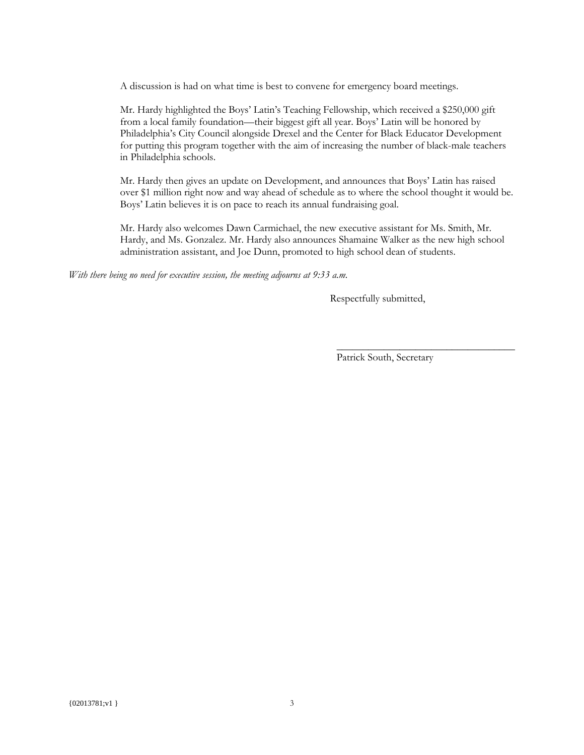A discussion is had on what time is best to convene for emergency board meetings.

Mr. Hardy highlighted the Boys' Latin's Teaching Fellowship, which received a $250,000 gift from a local family foundation—their biggest gift all year. Boys' Latin will be honored by Philadelphia's City Council alongside Drexel and the Center for Black Educator Development for putting this program together with the aim of increasing the number of black-male teachers in Philadelphia schools.

Mr. Hardy then gives an update on Development, and announces that Boys' Latin has raised over $1 million right now and way ahead of schedule as to where the school thought it would be. Boys' Latin believes it is on pace to reach its annual fundraising goal.

Mr. Hardy also welcomes Dawn Carmichael, the new executive assistant for Ms. Smith, Mr. Hardy, and Ms. Gonzalez. Mr. Hardy also announces Shamaine Walker as the new high school administration assistant, and Joe Dunn, promoted to high school dean of students.

*With there being no need for executive session, the meeting adjourns at 9:33 a.m.*

Respectfully submitted,

\_\_\_\_\_\_\_\_\_\_\_\_\_\_\_\_\_\_\_\_\_\_\_\_\_\_\_\_\_\_\_\_\_\_\_\_

Patrick South, Secretary

{02013781;v1 }